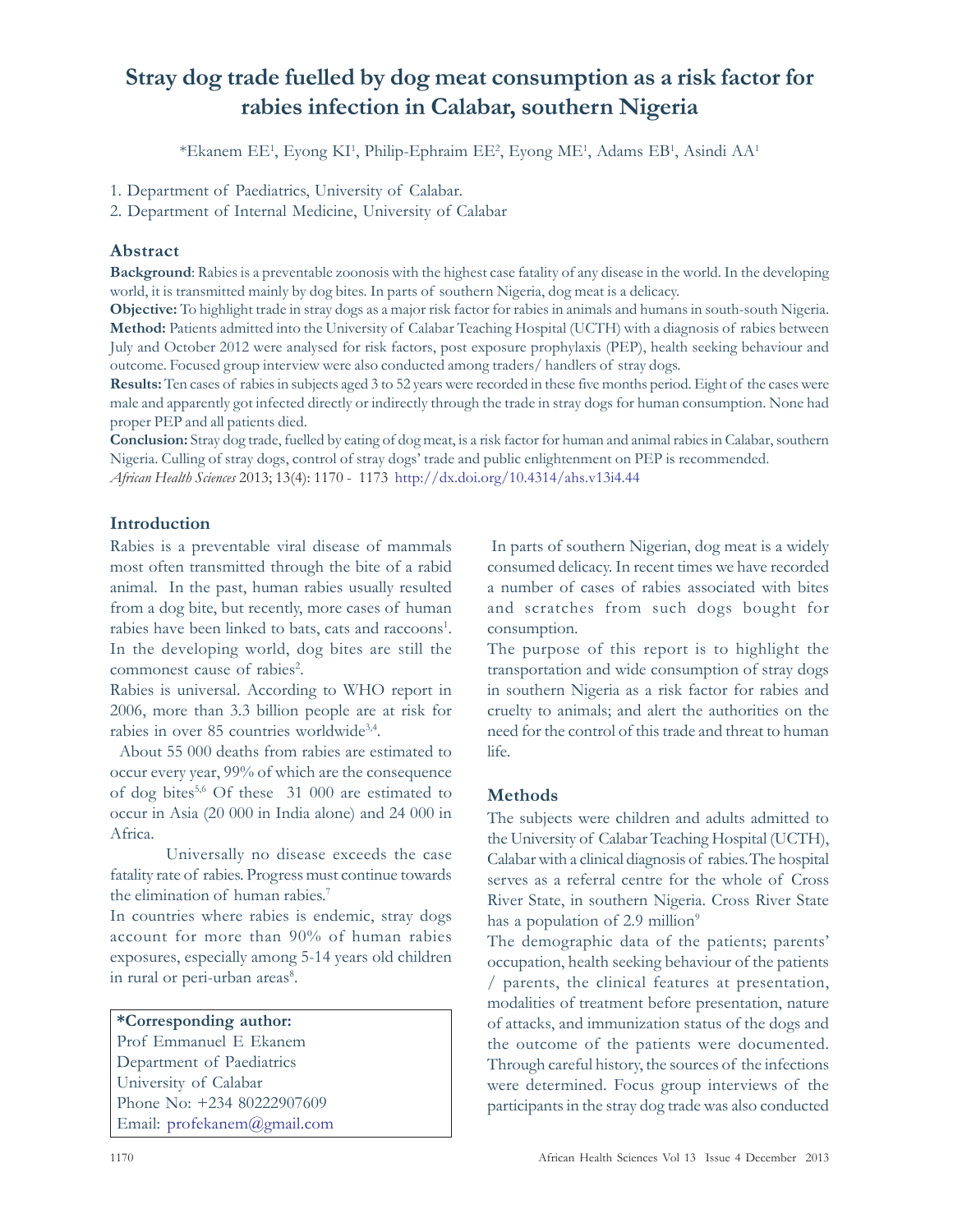# Stray dog trade fuelled by dog meat consumption as a risk factor for rabies infection in Calabar, southern Nigeria

*Ekanem EE[1], Eyong KI[1], Philip-Ephraim EE[2], Eyong ME[1], Adams EB[1], Asindi AA[1]

1. Department of Paediatrics, University of Calabar.
2. Department of Internal Medicine, University of Calabar

## Abstract

**Background**: Rabies is a preventable zoonosis with the highest case fatality of any disease in the world. In the developing world, it is transmitted mainly by dog bites. In parts of southern Nigeria, dog meat is a delicacy.

**Objective:** To highlight trade in stray dogs as a major risk factor for rabies in animals and humans in south-south Nigeria.

**Method:** Patients admitted into the University of Calabar Teaching Hospital (UCTH) with a diagnosis of rabies between July and October 2012 were analysed for risk factors, post exposure prophylaxis (PEP), health seeking behaviour and outcome. Focused group interview were also conducted among traders/ handlers of stray dogs.

**Results:** Ten cases of rabies in subjects aged 3 to 52 years were recorded in these five months period. Eight of the cases were male and apparently got infected directly or indirectly through the trade in stray dogs for human consumption. None had proper PEP and all patients died.

**Conclusion:** Stray dog trade, fuelled by eating of dog meat, is a risk factor for human and animal rabies in Calabar, southern Nigeria. Culling of stray dogs, control of stray dogs' trade and public enlightenment on PEP is recommended.

*African Health Sciences* 2013; 13(4): 1170 - 1173 http://dx.doi.org/10.4314/ahs.v13i4.44

## Introduction

Rabies is a preventable viral disease of mammals most often transmitted through the bite of a rabid animal. In the past, human rabies usually resulted from a dog bite, but recently, more cases of human rabies have been linked to bats, cats and raccoons[1]. In the developing world, dog bites are still the commonest cause of rabies[2].

Rabies is universal. According to WHO report in 2006, more than 3.3 billion people are at risk for rabies in over 85 countries worldwide[3,4].

About 55 000 deaths from rabies are estimated to occur every year, 99% of which are the consequence of dog bites[5,6] Of these 31 000 are estimated to occur in Asia (20 000 in India alone) and 24 000 in Africa.

Universally no disease exceeds the case fatality rate of rabies. Progress must continue towards the elimination of human rabies.[7]

In countries where rabies is endemic, stray dogs account for more than 90% of human rabies exposures, especially among 5-14 years old children in rural or peri-urban areas[8].

**\*Corresponding author:**
Prof Emmanuel E Ekanem
Department of Paediatrics
University of Calabar
Phone No: +234 80222907609
Email: profekanem@gmail.com

In parts of southern Nigerian, dog meat is a widely consumed delicacy. In recent times we have recorded a number of cases of rabies associated with bites and scratches from such dogs bought for consumption.

The purpose of this report is to highlight the transportation and wide consumption of stray dogs in southern Nigeria as a risk factor for rabies and cruelty to animals; and alert the authorities on the need for the control of this trade and threat to human life.

## Methods

The subjects were children and adults admitted to the University of Calabar Teaching Hospital (UCTH), Calabar with a clinical diagnosis of rabies. The hospital serves as a referral centre for the whole of Cross River State, in southern Nigeria. Cross River State has a population of 2.9 million[9]

The demographic data of the patients; parents' occupation, health seeking behaviour of the patients / parents, the clinical features at presentation, modalities of treatment before presentation, nature of attacks, and immunization status of the dogs and the outcome of the patients were documented. Through careful history, the sources of the infections were determined. Focus group interviews of the participants in the stray dog trade was also conducted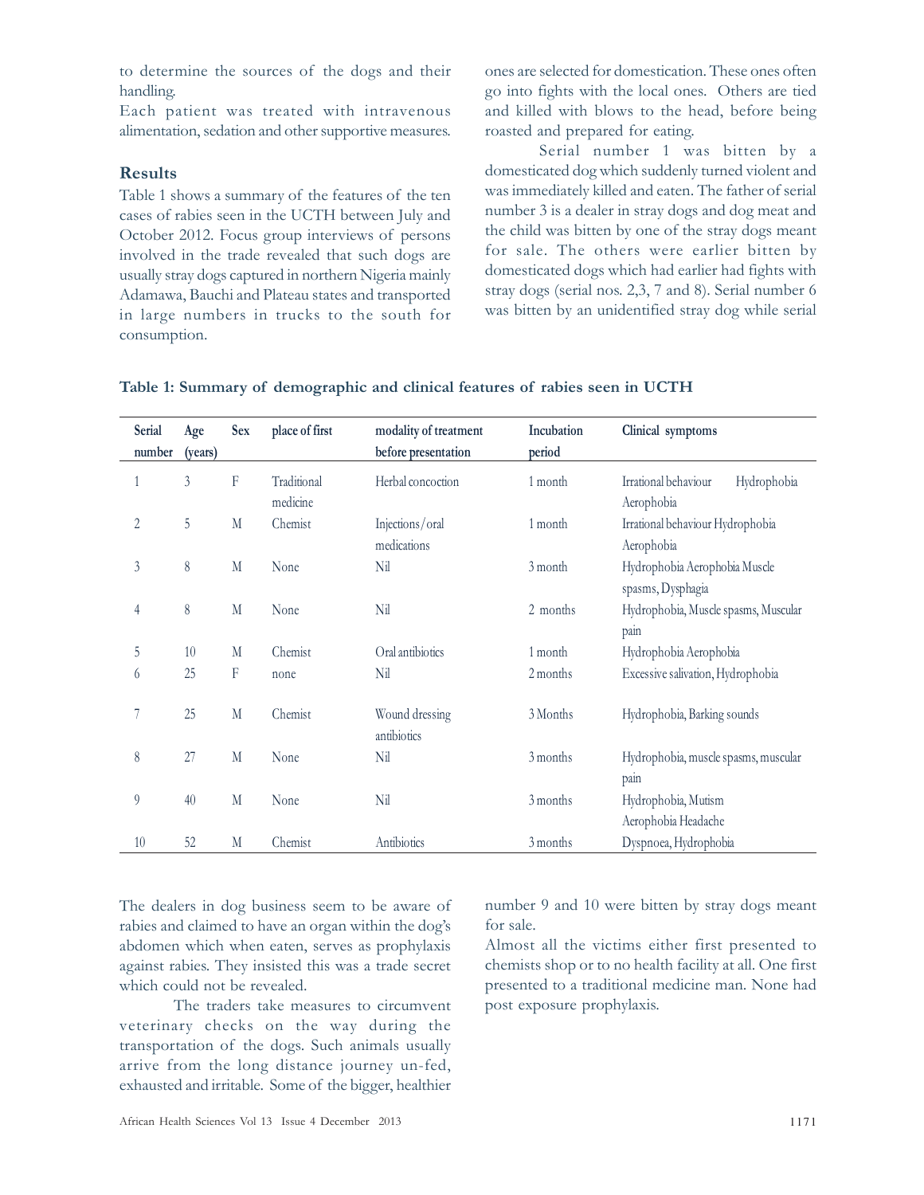to determine the sources of the dogs and their handling.

Each patient was treated with intravenous alimentation, sedation and other supportive measures.

## Results

Table 1 shows a summary of the features of the ten cases of rabies seen in the UCTH between July and October 2012. Focus group interviews of persons involved in the trade revealed that such dogs are usually stray dogs captured in northern Nigeria mainly Adamawa, Bauchi and Plateau states and transported in large numbers in trucks to the south for consumption.

The dealers in dog business seem to be aware of rabies and claimed to have an organ within the dog's abdomen which when eaten, serves as prophylaxis against rabies. They insisted this was a trade secret which could not be revealed.

The traders take measures to circumvent veterinary checks on the way during the transportation of the dogs. Such animals usually arrive from the long distance journey un-fed, exhausted and irritable. Some of the bigger, healthier ones are selected for domestication. These ones often go into fights with the local ones. Others are tied and killed with blows to the head, before being roasted and prepared for eating.

Serial number 1 was bitten by a domesticated dog which suddenly turned violent and was immediately killed and eaten. The father of serial number 3 is a dealer in stray dogs and dog meat and the child was bitten by one of the stray dogs meant for sale. The others were earlier bitten by domesticated dogs which had earlier had fights with stray dogs (serial nos. 2,3, 7 and 8). Serial number 6 was bitten by an unidentified stray dog while serial number 9 and 10 were bitten by stray dogs meant for sale.

Almost all the victims either first presented to chemists shop or to no health facility at all. One first presented to a traditional medicine man. None had post exposure prophylaxis.

**Table 1: Summary of demographic and clinical features of rabies seen in UCTH**

| Serial number | Age (years) | Sex | place of first | modality of treatment before presentation | Incubation period | Clinical symptoms |
|---|---|---|---|---|---|---|
| 1 | 3 | F | Traditional medicine | Herbal concoction | 1 month | Irrational behaviour Hydrophobia Aerophobia |
| 2 | 5 | M | Chemist | Injections/oral medications | 1 month | Irrational behaviour Hydrophobia Aerophobia |
| 3 | 8 | M | None | Nil | 3 month | Hydrophobia Aerophobia Muscle spasms, Dysphagia |
| 4 | 8 | M | None | Nil | 2 months | Hydrophobia, Muscle spasms, Muscular pain |
| 5 | 10 | M | Chemist | Oral antibiotics | 1 month | Hydrophobia Aerophobia |
| 6 | 25 | F | none | Nil | 2 months | Excessive salivation, Hydrophobia |
| 7 | 25 | M | Chemist | Wound dressing antibiotics | 3 Months | Hydrophobia, Barking sounds |
| 8 | 27 | M | None | Nil | 3 months | Hydrophobia, muscle spasms, muscular pain |
| 9 | 40 | M | None | Nil | 3 months | Hydrophobia, Mutism Aerophobia Headache |
| 10 | 52 | M | Chemist | Antibiotics | 3 months | Dyspnoea, Hydrophobia |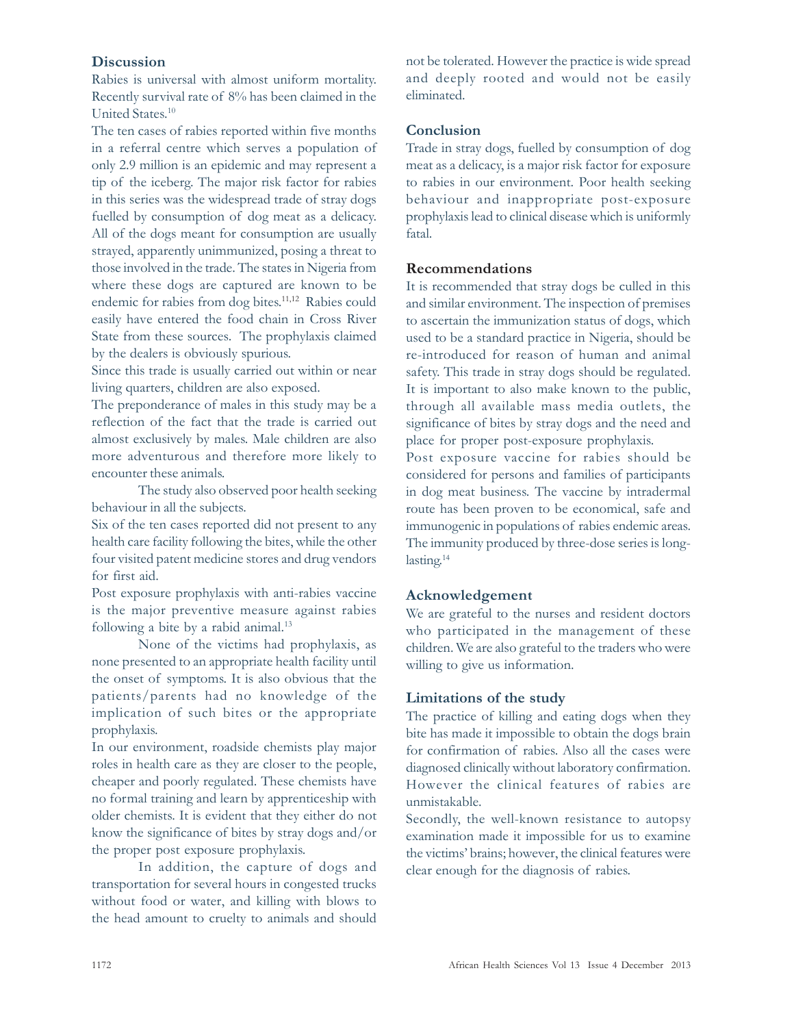## Discussion

Rabies is universal with almost uniform mortality. Recently survival rate of 8% has been claimed in the United States.[10]

The ten cases of rabies reported within five months in a referral centre which serves a population of only 2.9 million is an epidemic and may represent a tip of the iceberg. The major risk factor for rabies in this series was the widespread trade of stray dogs fuelled by consumption of dog meat as a delicacy. All of the dogs meant for consumption are usually strayed, apparently unimmunized, posing a threat to those involved in the trade. The states in Nigeria from where these dogs are captured are known to be endemic for rabies from dog bites.[11,12] Rabies could easily have entered the food chain in Cross River State from these sources. The prophylaxis claimed by the dealers is obviously spurious.

Since this trade is usually carried out within or near living quarters, children are also exposed.

The preponderance of males in this study may be a reflection of the fact that the trade is carried out almost exclusively by males. Male children are also more adventurous and therefore more likely to encounter these animals.

The study also observed poor health seeking behaviour in all the subjects.

Six of the ten cases reported did not present to any health care facility following the bites, while the other four visited patent medicine stores and drug vendors for first aid.

Post exposure prophylaxis with anti-rabies vaccine is the major preventive measure against rabies following a bite by a rabid animal.[13]

None of the victims had prophylaxis, as none presented to an appropriate health facility until the onset of symptoms. It is also obvious that the patients/parents had no knowledge of the implication of such bites or the appropriate prophylaxis.

In our environment, roadside chemists play major roles in health care as they are closer to the people, cheaper and poorly regulated. These chemists have no formal training and learn by apprenticeship with older chemists. It is evident that they either do not know the significance of bites by stray dogs and/or the proper post exposure prophylaxis.

In addition, the capture of dogs and transportation for several hours in congested trucks without food or water, and killing with blows to the head amount to cruelty to animals and should not be tolerated. However the practice is wide spread and deeply rooted and would not be easily eliminated.

## Conclusion

Trade in stray dogs, fuelled by consumption of dog meat as a delicacy, is a major risk factor for exposure to rabies in our environment. Poor health seeking behaviour and inappropriate post-exposure prophylaxis lead to clinical disease which is uniformly fatal.

## Recommendations

It is recommended that stray dogs be culled in this and similar environment. The inspection of premises to ascertain the immunization status of dogs, which used to be a standard practice in Nigeria, should be re-introduced for reason of human and animal safety. This trade in stray dogs should be regulated. It is important to also make known to the public, through all available mass media outlets, the significance of bites by stray dogs and the need and place for proper post-exposure prophylaxis.

Post exposure vaccine for rabies should be considered for persons and families of participants in dog meat business. The vaccine by intradermal route has been proven to be economical, safe and immunogenic in populations of rabies endemic areas. The immunity produced by three-dose series is long-lasting.[14]

## Acknowledgement

We are grateful to the nurses and resident doctors who participated in the management of these children. We are also grateful to the traders who were willing to give us information.

## Limitations of the study

The practice of killing and eating dogs when they bite has made it impossible to obtain the dogs brain for confirmation of rabies. Also all the cases were diagnosed clinically without laboratory confirmation. However the clinical features of rabies are unmistakable.

Secondly, the well-known resistance to autopsy examination made it impossible for us to examine the victims' brains; however, the clinical features were clear enough for the diagnosis of rabies.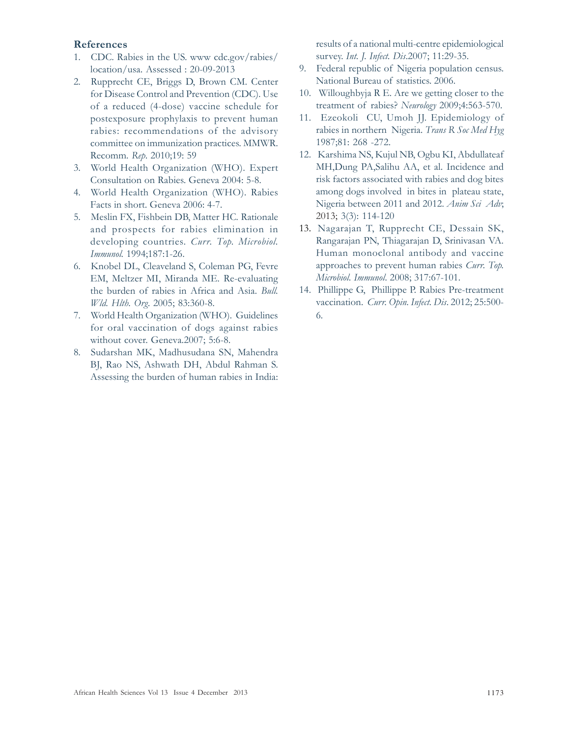## References

1. CDC. Rabies in the US. www cdc.gov/rabies/ location/usa. Assessed : 20-09-2013
2. Rupprecht CE, Briggs D, Brown CM. Center for Disease Control and Prevention (CDC). Use of a reduced (4-dose) vaccine schedule for postexposure prophylaxis to prevent human rabies: recommendations of the advisory committee on immunization practices. MMWR. Recomm. *Rep*. 2010;19: 59
3. World Health Organization (WHO). Expert Consultation on Rabies. Geneva 2004: 5-8.
4. World Health Organization (WHO). Rabies Facts in short. Geneva 2006: 4-7.
5. Meslin FX, Fishbein DB, Matter HC. Rationale and prospects for rabies elimination in developing countries. *Curr. Top. Microbiol. Immunol.* 1994;187:1-26.
6. Knobel DL, Cleaveland S, Coleman PG, Fevre EM, Meltzer MI, Miranda ME. Re-evaluating the burden of rabies in Africa and Asia. *Bull. Wld. Hlth. Org.* 2005; 83:360-8.
7. World Health Organization (WHO). Guidelines for oral vaccination of dogs against rabies without cover. Geneva.2007; 5:6-8.
8. Sudarshan MK, Madhusudana SN, Mahendra BJ, Rao NS, Ashwath DH, Abdul Rahman S. Assessing the burden of human rabies in India: results of a national multi-centre epidemiological survey. *Int. J. Infect. Dis*.2007; 11:29-35.
9. Federal republic of Nigeria population census. National Bureau of statistics. 2006.
10. Willoughbyja R E. Are we getting closer to the treatment of rabies? *Neurology* 2009;4:563-570.
11. Ezeokoli CU, Umoh JJ. Epidemiology of rabies in northern Nigeria. *Trans R Soc Med Hyg* 1987;81: 268 -272.
12. Karshima NS, Kujul NB, Ogbu KI, Abdullateaf MH,Dung PA,Salihu AA, et al. Incidence and risk factors associated with rabies and dog bites among dogs involved in bites in plateau state, Nigeria between 2011 and 2012. *Anim Sci Adv*; 2013; 3(3): 114-120
13. Nagarajan T, Rupprecht CE, Dessain SK, Rangarajan PN, Thiagarajan D, Srinivasan VA. Human monoclonal antibody and vaccine approaches to prevent human rabies *Curr. Top. Microbiol. Immunol*. 2008; 317:67-101.
14. Phillippe G, Phillippe P. Rabies Pre-treatment vaccination. *Curr. Opin. Infect. Dis*. 2012; 25:500-6.